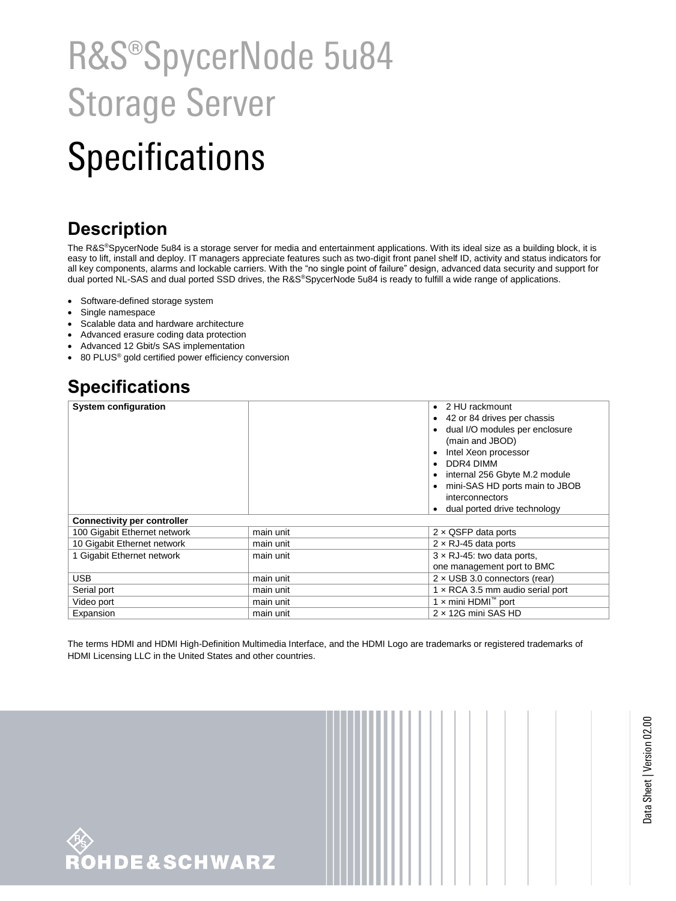# R&S®SpycerNode 5u84 Storage Server

# Specifications

## Description

The R&S®SpycerNode 5u84 is a storage server for media and entertainment applications. With its ideal size as a building block, it is easy to lift, install and deploy. IT managers appreciate features such as two-digit front panel shelf ID, activity and status indicators for all key components, alarms and lockable carriers. With the "no single point of failure" design, advanced data security and support for dual ported NL-SAS and dual ported SSD drives, the R&S®SpycerNode 5u84 is ready to fulfill a wide range of applications.

- Software-defined storage system
- Single namespace
- Scalable data and hardware architecture
- Advanced erasure coding data protection
- Advanced 12 Gbit/s SAS implementation
- 80 PLUS® gold certified power efficiency conversion

## Specifications

| **System configuration** | | • 2 HU rackmount<br>• 42 or 84 drives per chassis<br>• dual I/O modules per enclosure (main and JBOD)<br>• Intel Xeon processor<br>• DDR4 DIMM<br>• internal 256 Gbyte M.2 module<br>• mini-SAS HD ports main to JBOB interconnectors<br>• dual ported drive technology |
|---|---|---|
| **Connectivity per controller** | | |
| 100 Gigabit Ethernet network | main unit | 2 × QSFP data ports |
| 10 Gigabit Ethernet network | main unit | 2 × RJ-45 data ports |
| 1 Gigabit Ethernet network | main unit | 3 × RJ-45: two data ports, one management port to BMC |
| USB | main unit | 2 × USB 3.0 connectors (rear) |
| Serial port | main unit | 1 × RCA 3.5 mm audio serial port |
| Video port | main unit | 1 × mini HDMI™ port |
| Expansion | main unit | 2 × 12G mini SAS HD |

The terms HDMI and HDMI High-Definition Multimedia Interface, and the HDMI Logo are trademarks or registered trademarks of HDMI Licensing LLC in the United States and other countries.

ROHDE&SCHWARZ

Data Sheet | Version 02.00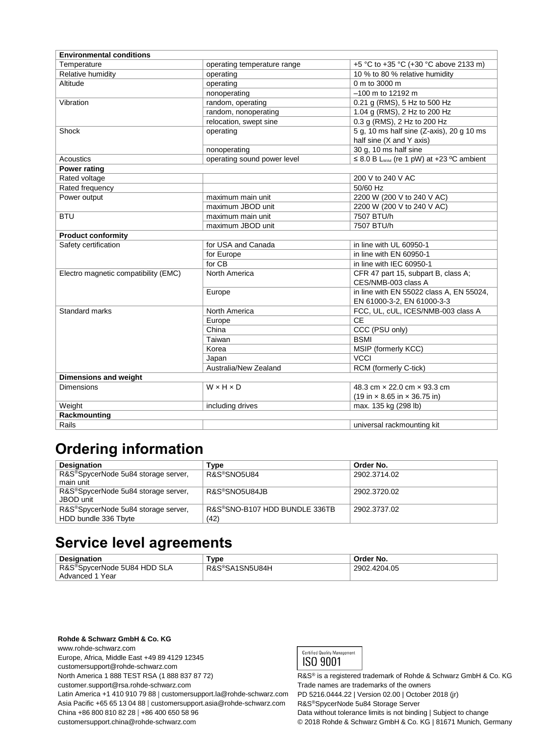| Environmental conditions | | |
|---|---|---|
| Temperature | operating temperature range | +5 °C to +35 °C (+30 °C above 2133 m) |
| Relative humidity | operating | 10 % to 80 % relative humidity |
| Altitude | operating | 0 m to 3000 m |
| | nonoperating | –100 m to 12192 m |
| Vibration | random, operating | 0.21 g (RMS), 5 Hz to 500 Hz |
| | random, nonoperating | 1.04 g (RMS), 2 Hz to 200 Hz |
| | relocation, swept sine | 0.3 g (RMS), 2 Hz to 200 Hz |
| Shock | operating | 5 g, 10 ms half sine (Z-axis), 20 g 10 ms half sine (X and Y axis) |
| | nonoperating | 30 g, 10 ms half sine |
| Acoustics | operating sound power level | ≤ 8.0 B $L_{WAd}$ (re 1 pW) at +23 ºC ambient |
| **Power rating** | | |
| Rated voltage | | 200 V to 240 V AC |
| Rated frequency | | 50/60 Hz |
| Power output | maximum main unit | 2200 W (200 V to 240 V AC) |
| | maximum JBOD unit | 2200 W (200 V to 240 V AC) |
| BTU | maximum main unit | 7507 BTU/h |
| | maximum JBOD unit | 7507 BTU/h |
| **Product conformity** | | |
| Safety certification | for USA and Canada | in line with UL 60950-1 |
| | for Europe | in line with EN 60950-1 |
| | for CB | in line with IEC 60950-1 |
| Electro magnetic compatibility (EMC) | North America | CFR 47 part 15, subpart B, class A; CES/NMB-003 class A |
| | Europe | in line with EN 55022 class A, EN 55024, EN 61000-3-2, EN 61000-3-3 |
| Standard marks | North America | FCC, UL, cUL, ICES/NMB-003 class A |
| | Europe | CE |
| | China | CCC (PSU only) |
| | Taiwan | BSMI |
| | Korea | MSIP (formerly KCC) |
| | Japan | VCCI |
| | Australia/New Zealand | RCM (formerly C-tick) |
| **Dimensions and weight** | | |
| Dimensions | W × H × D | 48.3 cm × 22.0 cm × 93.3 cm (19 in × 8.65 in × 36.75 in) |
| Weight | including drives | max. 135 kg (298 lb) |
| **Rackmounting** | | |
| Rails | | universal rackmounting kit |

## Ordering information

| Designation | Type | Order No. |
|---|---|---|
| R&S®SpycerNode 5u84 storage server, main unit | R&S®SNO5U84 | 2902.3714.02 |
| R&S®SpycerNode 5u84 storage server, JBOD unit | R&S®SNO5U84JB | 2902.3720.02 |
| R&S®SpycerNode 5u84 storage server, HDD bundle 336 Tbyte | R&S®SNO-B107 HDD BUNDLE 336TB (42) | 2902.3737.02 |

## Service level agreements

| Designation | Type | Order No. |
|---|---|---|
| R&S®SpycerNode 5U84 HDD SLA Advanced 1 Year | R&S®SA1SN5U84H | 2902.4204.05 |

**Rohde & Schwarz GmbH & Co. KG**
www.rohde-schwarz.com
Europe, Africa, Middle East +49 89 4129 12345
customersupport@rohde-schwarz.com
North America 1 888 TEST RSA (1 888 837 87 72)
customer.support@rsa.rohde-schwarz.com
Latin America +1 410 910 79 88 | customersupport.la@rohde-schwarz.com
Asia Pacific +65 65 13 04 88 | customersupport.asia@rohde-schwarz.com
China +86 800 810 82 28 | +86 400 650 58 96
customersupport.china@rohde-schwarz.com

Certified Quality Management
ISO 9001

R&S® is a registered trademark of Rohde & Schwarz GmbH & Co. KG
Trade names are trademarks of the owners
PD 5216.0444.22 | Version 02.00 | October 2018 (jr)
R&S®SpycerNode 5u84 Storage Server
Data without tolerance limits is not binding | Subject to change
© 2018 Rohde & Schwarz GmbH & Co. KG | 81671 Munich, Germany